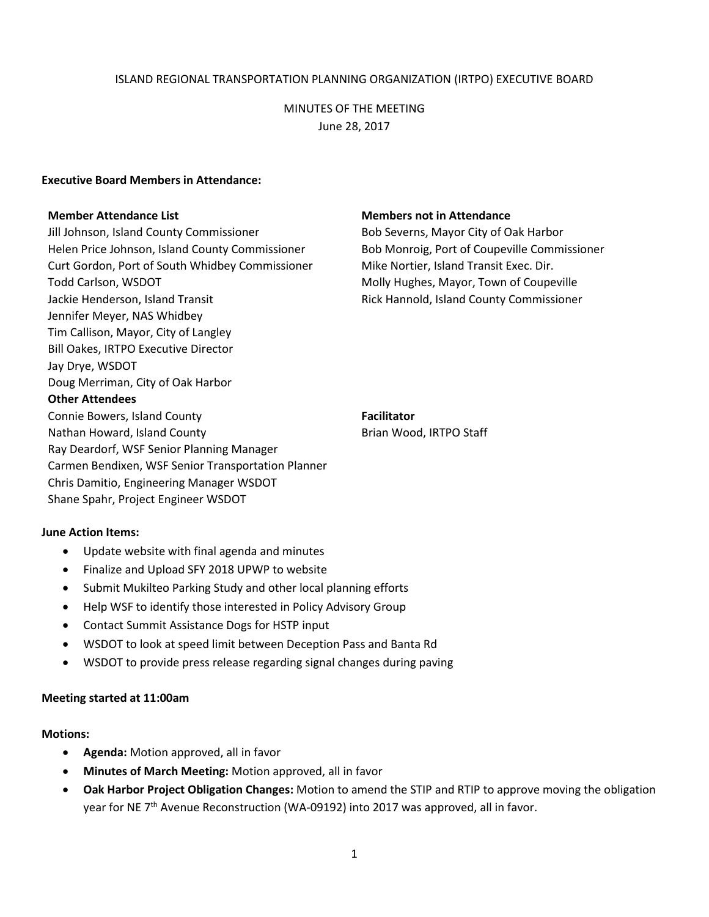ISLAND REGIONAL TRANSPORTATION PLANNING ORGANIZATION (IRTPO) EXECUTIVE BOARD

MINUTES OF THE MEETING

June 28, 2017

**Executive Board Members in Attendance:**

**Member Attendance List**

Jill Johnson, Island County Commissioner
Helen Price Johnson, Island County Commissioner
Curt Gordon, Port of South Whidbey Commissioner
Todd Carlson, WSDOT
Jackie Henderson, Island Transit
Jennifer Meyer, NAS Whidbey
Tim Callison, Mayor, City of Langley
Bill Oakes, IRTPO Executive Director
Jay Drye, WSDOT
Doug Merriman, City of Oak Harbor

**Other Attendees**

Connie Bowers, Island County
Nathan Howard, Island County
Ray Deardorf, WSF Senior Planning Manager
Carmen Bendixen, WSF Senior Transportation Planner
Chris Damitio, Engineering Manager WSDOT
Shane Spahr, Project Engineer WSDOT

**Members not in Attendance**

Bob Severns, Mayor City of Oak Harbor
Bob Monroig, Port of Coupeville Commissioner
Mike Nortier, Island Transit Exec. Dir.
Molly Hughes, Mayor, Town of Coupeville
Rick Hannold, Island County Commissioner

**Facilitator**

Brian Wood, IRTPO Staff

**June Action Items:**

- Update website with final agenda and minutes
- Finalize and Upload SFY 2018 UPWP to website
- Submit Mukilteo Parking Study and other local planning efforts
- Help WSF to identify those interested in Policy Advisory Group
- Contact Summit Assistance Dogs for HSTP input
- WSDOT to look at speed limit between Deception Pass and Banta Rd
- WSDOT to provide press release regarding signal changes during paving

**Meeting started at 11:00am**

**Motions:**

- **Agenda:** Motion approved, all in favor
- **Minutes of March Meeting:** Motion approved, all in favor
- **Oak Harbor Project Obligation Changes:** Motion to amend the STIP and RTIP to approve moving the obligation year for NE 7th Avenue Reconstruction (WA-09192) into 2017 was approved, all in favor.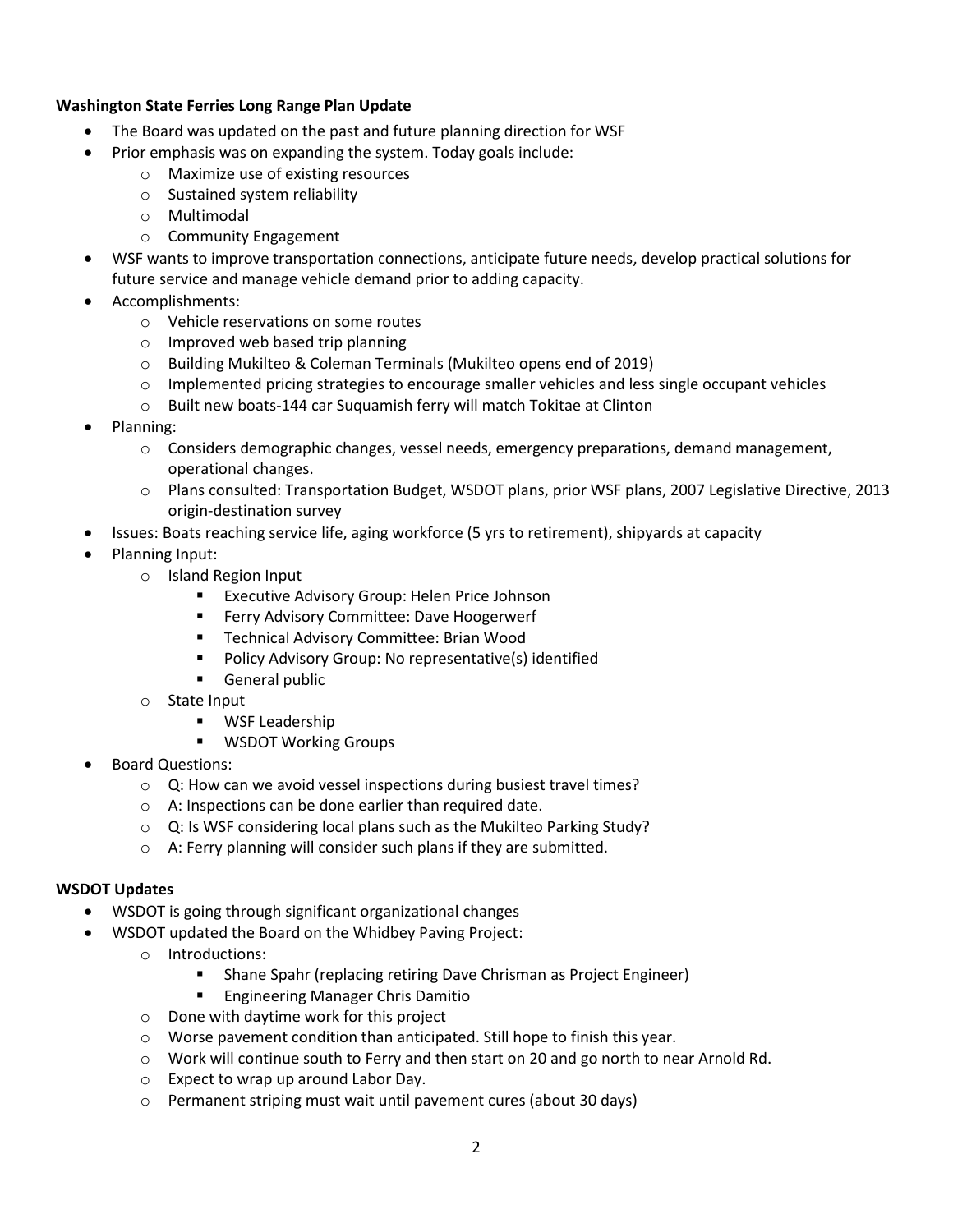**Washington State Ferries Long Range Plan Update**

- The Board was updated on the past and future planning direction for WSF
- Prior emphasis was on expanding the system. Today goals include:
  - Maximize use of existing resources
  - Sustained system reliability
  - Multimodal
  - Community Engagement
- WSF wants to improve transportation connections, anticipate future needs, develop practical solutions for future service and manage vehicle demand prior to adding capacity.
- Accomplishments:
  - Vehicle reservations on some routes
  - Improved web based trip planning
  - Building Mukilteo & Coleman Terminals (Mukilteo opens end of 2019)
  - Implemented pricing strategies to encourage smaller vehicles and less single occupant vehicles
  - Built new boats-144 car Suquamish ferry will match Tokitae at Clinton
- Planning:
  - Considers demographic changes, vessel needs, emergency preparations, demand management, operational changes.
  - Plans consulted: Transportation Budget, WSDOT plans, prior WSF plans, 2007 Legislative Directive, 2013 origin-destination survey
- Issues: Boats reaching service life, aging workforce (5 yrs to retirement), shipyards at capacity
- Planning Input:
  - Island Region Input
    - Executive Advisory Group: Helen Price Johnson
    - Ferry Advisory Committee: Dave Hoogerwerf
    - Technical Advisory Committee: Brian Wood
    - Policy Advisory Group: No representative(s) identified
    - General public
  - State Input
    - WSF Leadership
    - WSDOT Working Groups
- Board Questions:
  - Q: How can we avoid vessel inspections during busiest travel times?
  - A: Inspections can be done earlier than required date.
  - Q: Is WSF considering local plans such as the Mukilteo Parking Study?
  - A: Ferry planning will consider such plans if they are submitted.

**WSDOT Updates**

- WSDOT is going through significant organizational changes
- WSDOT updated the Board on the Whidbey Paving Project:
  - Introductions:
    - Shane Spahr (replacing retiring Dave Chrisman as Project Engineer)
    - Engineering Manager Chris Damitio
  - Done with daytime work for this project
  - Worse pavement condition than anticipated. Still hope to finish this year.
  - Work will continue south to Ferry and then start on 20 and go north to near Arnold Rd.
  - Expect to wrap up around Labor Day.
  - Permanent striping must wait until pavement cures (about 30 days)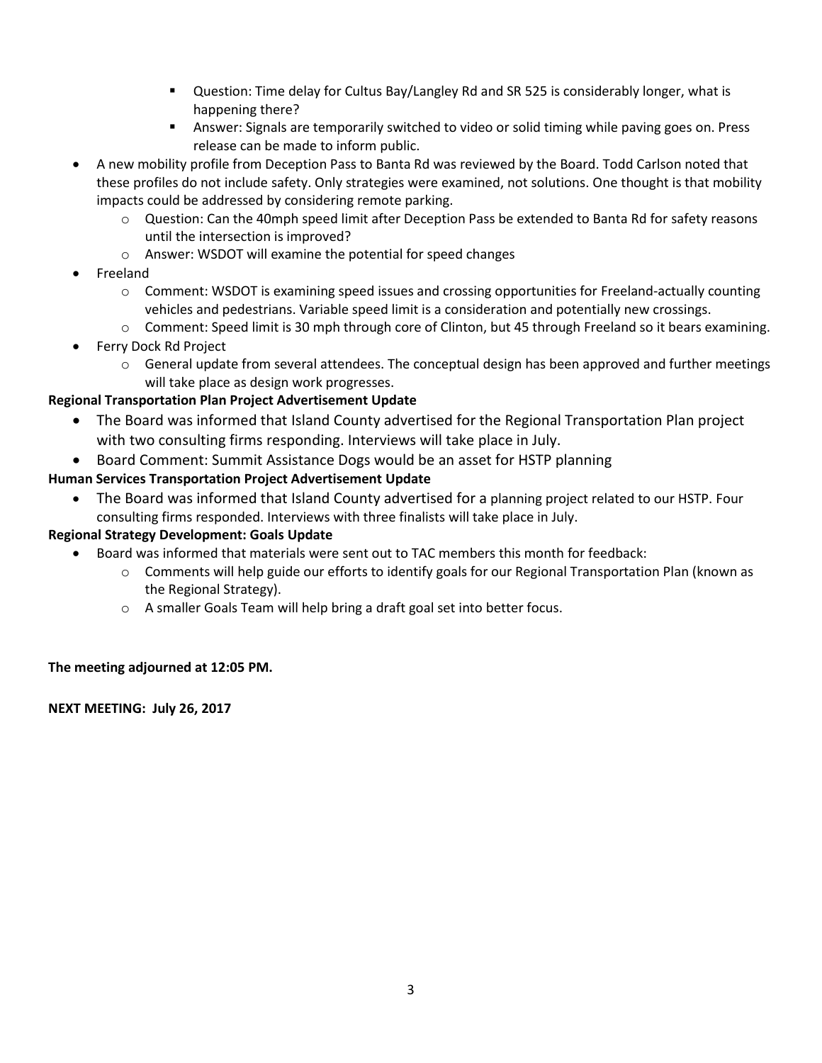- Question: Time delay for Cultus Bay/Langley Rd and SR 525 is considerably longer, what is happening there?
        - Answer: Signals are temporarily switched to video or solid timing while paving goes on. Press release can be made to inform public.
- A new mobility profile from Deception Pass to Banta Rd was reviewed by the Board. Todd Carlson noted that these profiles do not include safety. Only strategies were examined, not solutions. One thought is that mobility impacts could be addressed by considering remote parking.
    - Question: Can the 40mph speed limit after Deception Pass be extended to Banta Rd for safety reasons until the intersection is improved?
    - Answer: WSDOT will examine the potential for speed changes
- Freeland
    - Comment: WSDOT is examining speed issues and crossing opportunities for Freeland-actually counting vehicles and pedestrians. Variable speed limit is a consideration and potentially new crossings.
    - Comment: Speed limit is 30 mph through core of Clinton, but 45 through Freeland so it bears examining.
- Ferry Dock Rd Project
    - General update from several attendees. The conceptual design has been approved and further meetings will take place as design work progresses.

**Regional Transportation Plan Project Advertisement Update**

- The Board was informed that Island County advertised for the Regional Transportation Plan project with two consulting firms responding. Interviews will take place in July.
- Board Comment: Summit Assistance Dogs would be an asset for HSTP planning

**Human Services Transportation Project Advertisement Update**

- The Board was informed that Island County advertised for a planning project related to our HSTP. Four consulting firms responded. Interviews with three finalists will take place in July.

**Regional Strategy Development: Goals Update**

- Board was informed that materials were sent out to TAC members this month for feedback:
    - Comments will help guide our efforts to identify goals for our Regional Transportation Plan (known as the Regional Strategy).
    - A smaller Goals Team will help bring a draft goal set into better focus.

**The meeting adjourned at 12:05 PM.**

**NEXT MEETING: July 26, 2017**